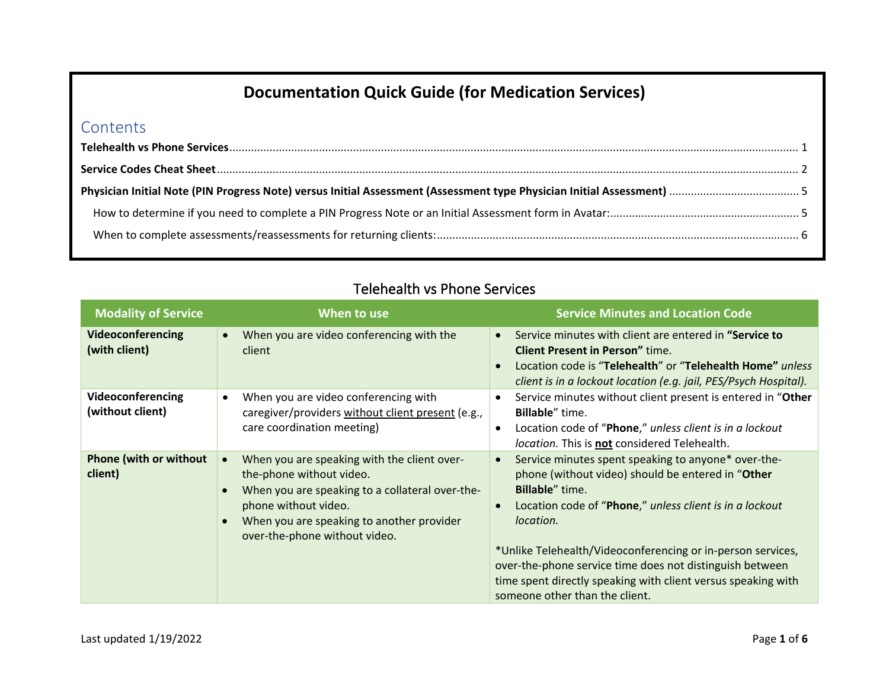# Documentation Quick Guide (for Medication Services)

## Contents

**Telehealth vs Phone Services** ........ 1

**Service Codes Cheat Sheet** ........ 2

**Physician Initial Note (PIN Progress Note) versus Initial Assessment (Assessment type Physician Initial Assessment)** ........ 5

- How to determine if you need to complete a PIN Progress Note or an Initial Assessment form in Avatar: ........ 5
- When to complete assessments/reassessments for returning clients: ........ 6

## Telehealth vs Phone Services

| Modality of Service | When to use | Service Minutes and Location Code |
|---|---|---|
| **Videoconferencing (with client)** | • When you are video conferencing with the client | • Service minutes with client are entered in **"Service to Client Present in Person"** time.<br>• Location code is "**Telehealth**" or "**Telehealth Home"** *unless client is in a lockout location (e.g. jail, PES/Psych Hospital).* |
| **Videoconferencing (without client)** | • When you are video conferencing with caregiver/providers without client present (e.g., care coordination meeting) | • Service minutes without client present is entered in "**Other Billable**" time.<br>• Location code of "**Phone**," *unless client is in a lockout location.* This is **not** considered Telehealth. |
| **Phone (with or without client)** | • When you are speaking with the client over-the-phone without video.<br>• When you are speaking to a collateral over-the-phone without video.<br>• When you are speaking to another provider over-the-phone without video. | • Service minutes spent speaking to anyone* over-the-phone (without video) should be entered in "**Other Billable**" time.<br>• Location code of "**Phone**," *unless client is in a lockout location.*<br><br>*Unlike Telehealth/Videoconferencing or in-person services, over-the-phone service time does not distinguish between time spent directly speaking with client versus speaking with someone other than the client. |

Last updated 1/19/2022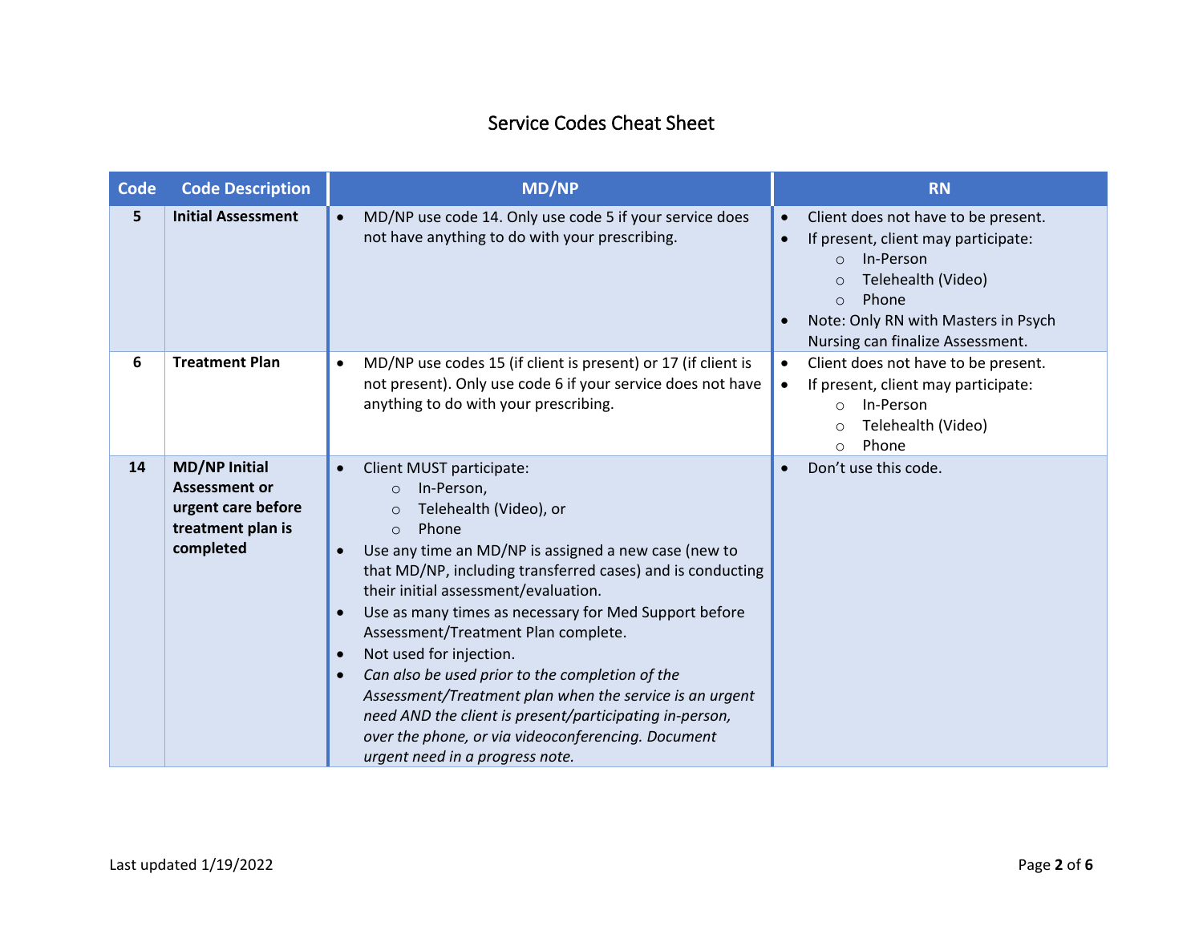# Service Codes Cheat Sheet

| Code | Code Description | MD/NP | RN |
|---|---|---|---|
| 5 | **Initial Assessment** | • MD/NP use code 14. Only use code 5 if your service does not have anything to do with your prescribing. | • Client does not have to be present.<br>• If present, client may participate:<br>&nbsp;&nbsp;○ In-Person<br>&nbsp;&nbsp;○ Telehealth (Video)<br>&nbsp;&nbsp;○ Phone<br>• Note: Only RN with Masters in Psych Nursing can finalize Assessment. |
| 6 | **Treatment Plan** | • MD/NP use codes 15 (if client is present) or 17 (if client is not present). Only use code 6 if your service does not have anything to do with your prescribing. | • Client does not have to be present.<br>• If present, client may participate:<br>&nbsp;&nbsp;○ In-Person<br>&nbsp;&nbsp;○ Telehealth (Video)<br>&nbsp;&nbsp;○ Phone |
| 14 | **MD/NP Initial Assessment or urgent care before treatment plan is completed** | • Client MUST participate:<br>&nbsp;&nbsp;○ In-Person,<br>&nbsp;&nbsp;○ Telehealth (Video), or<br>&nbsp;&nbsp;○ Phone<br>• Use any time an MD/NP is assigned a new case (new to that MD/NP, including transferred cases) and is conducting their initial assessment/evaluation.<br>• Use as many times as necessary for Med Support before Assessment/Treatment Plan complete.<br>• Not used for injection.<br>• *Can also be used prior to the completion of the Assessment/Treatment plan when the service is an urgent need AND the client is present/participating in-person, over the phone, or via videoconferencing. Document urgent need in a progress note.* | • Don't use this code. |

Last updated 1/19/2022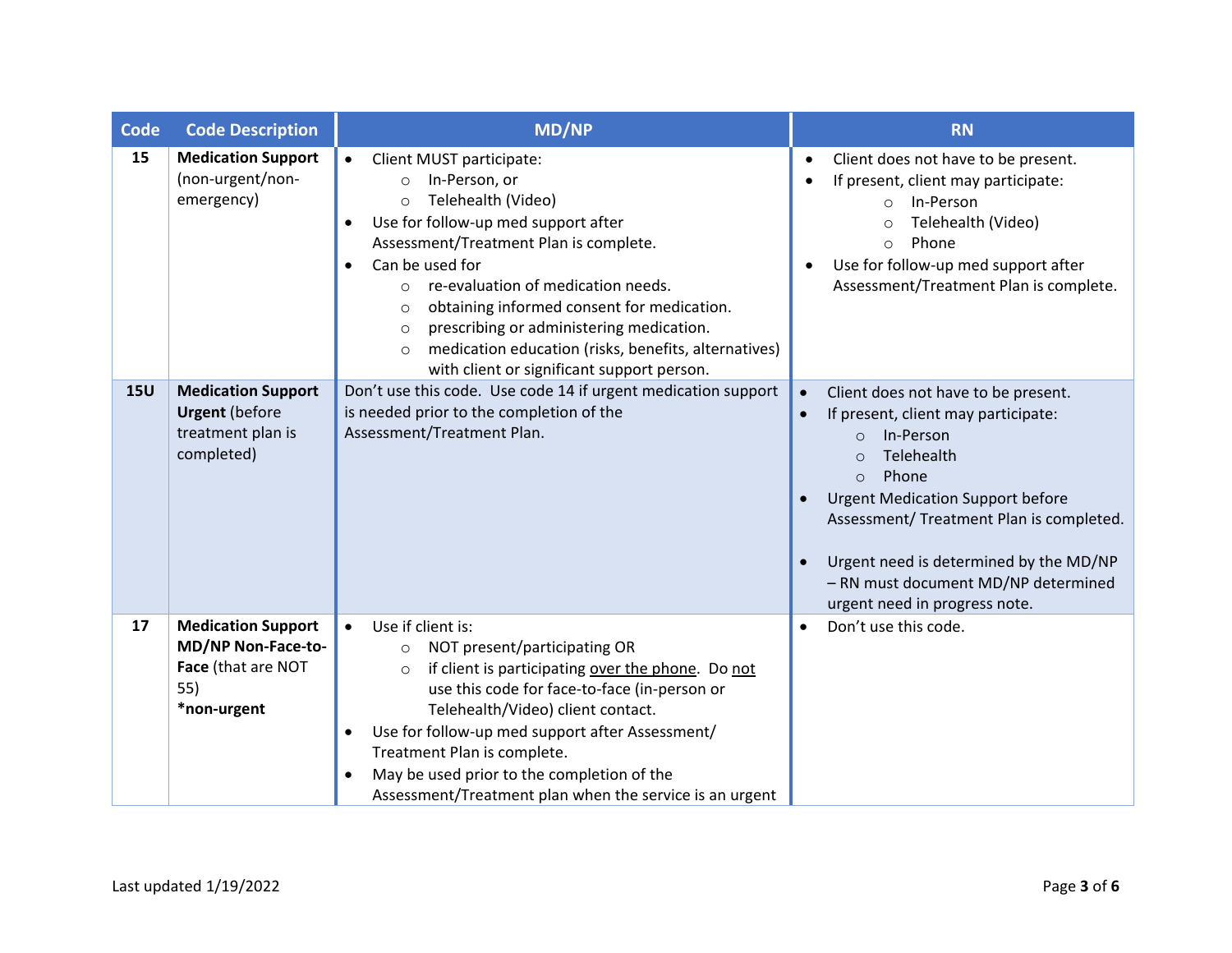| Code | Code Description | MD/NP | RN |
|---|---|---|---|
| 15 | **Medication Support** (non-urgent/non-emergency) | • Client MUST participate:<br>  ○ In-Person, or<br>  ○ Telehealth (Video)<br>• Use for follow-up med support after Assessment/Treatment Plan is complete.<br>• Can be used for<br>  ○ re-evaluation of medication needs.<br>  ○ obtaining informed consent for medication.<br>  ○ prescribing or administering medication.<br>  ○ medication education (risks, benefits, alternatives) with client or significant support person. | • Client does not have to be present.<br>• If present, client may participate:<br>  ○ In-Person<br>  ○ Telehealth (Video)<br>  ○ Phone<br>• Use for follow-up med support after Assessment/Treatment Plan is complete. |
| 15U | **Medication Support Urgent** (before treatment plan is completed) | Don't use this code. Use code 14 if urgent medication support is needed prior to the completion of the Assessment/Treatment Plan. | • Client does not have to be present.<br>• If present, client may participate:<br>  ○ In-Person<br>  ○ Telehealth<br>  ○ Phone<br>• Urgent Medication Support before Assessment/ Treatment Plan is completed.<br>• Urgent need is determined by the MD/NP – RN must document MD/NP determined urgent need in progress note. |
| 17 | **Medication Support MD/NP Non-Face-to-Face** (that are NOT 55)<br>***non-urgent** | • Use if client is:<br>  ○ NOT present/participating OR<br>  ○ if client is participating <u>over the phone</u>. Do <u>not</u> use this code for face-to-face (in-person or Telehealth/Video) client contact.<br>• Use for follow-up med support after Assessment/ Treatment Plan is complete.<br>• May be used prior to the completion of the Assessment/Treatment plan when the service is an urgent | • Don't use this code. |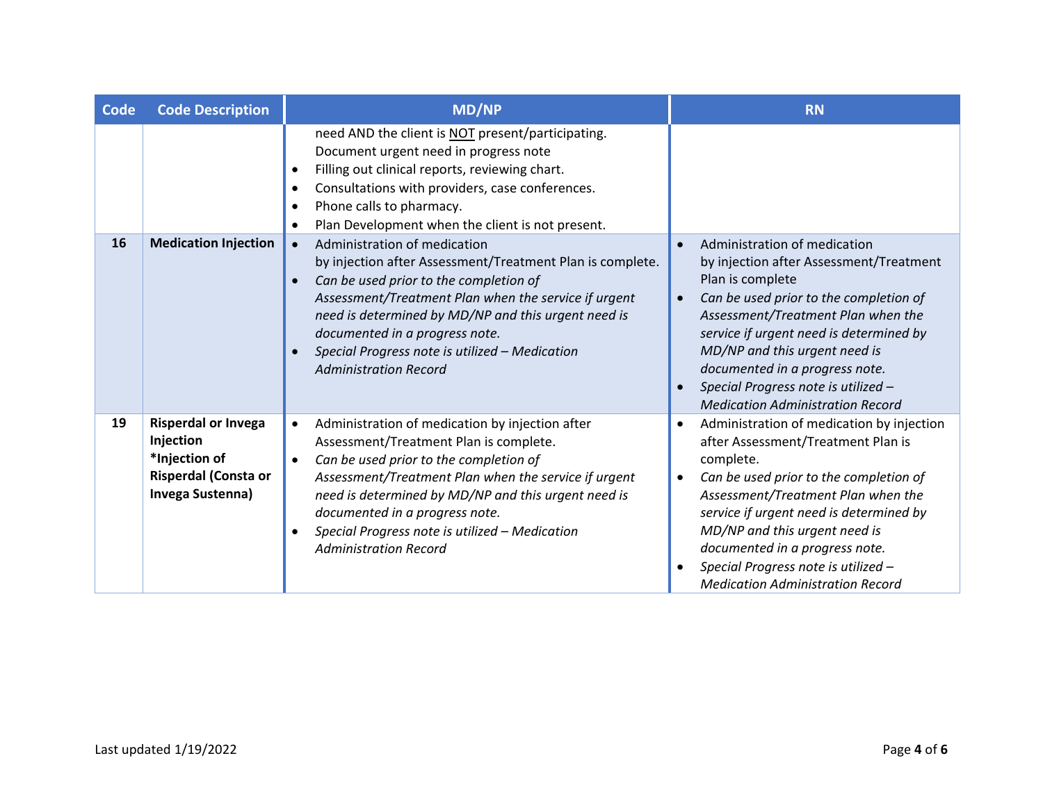| Code | Code Description | MD/NP | RN |
|---|---|---|---|
| | | need AND the client is NOT present/participating. Document urgent need in progress note<br>• Filling out clinical reports, reviewing chart.<br>• Consultations with providers, case conferences.<br>• Phone calls to pharmacy.<br>• Plan Development when the client is not present. | |
| **16** | **Medication Injection** | • Administration of medication by injection after Assessment/Treatment Plan is complete.<br>• *Can be used prior to the completion of Assessment/Treatment Plan when the service if urgent need is determined by MD/NP and this urgent need is documented in a progress note.*<br>• *Special Progress note is utilized – Medication Administration Record* | • Administration of medication by injection after Assessment/Treatment Plan is complete<br>• *Can be used prior to the completion of Assessment/Treatment Plan when the service if urgent need is determined by MD/NP and this urgent need is documented in a progress note.*<br>• *Special Progress note is utilized – Medication Administration Record* |
| **19** | **Risperdal or Invega Injection *Injection of Risperdal (Consta or Invega Sustenna)** | • Administration of medication by injection after Assessment/Treatment Plan is complete.<br>• *Can be used prior to the completion of Assessment/Treatment Plan when the service if urgent need is determined by MD/NP and this urgent need is documented in a progress note.*<br>• *Special Progress note is utilized – Medication Administration Record* | • Administration of medication by injection after Assessment/Treatment Plan is complete.<br>• *Can be used prior to the completion of Assessment/Treatment Plan when the service if urgent need is determined by MD/NP and this urgent need is documented in a progress note.*<br>• *Special Progress note is utilized – Medication Administration Record* |

Last updated 1/19/2022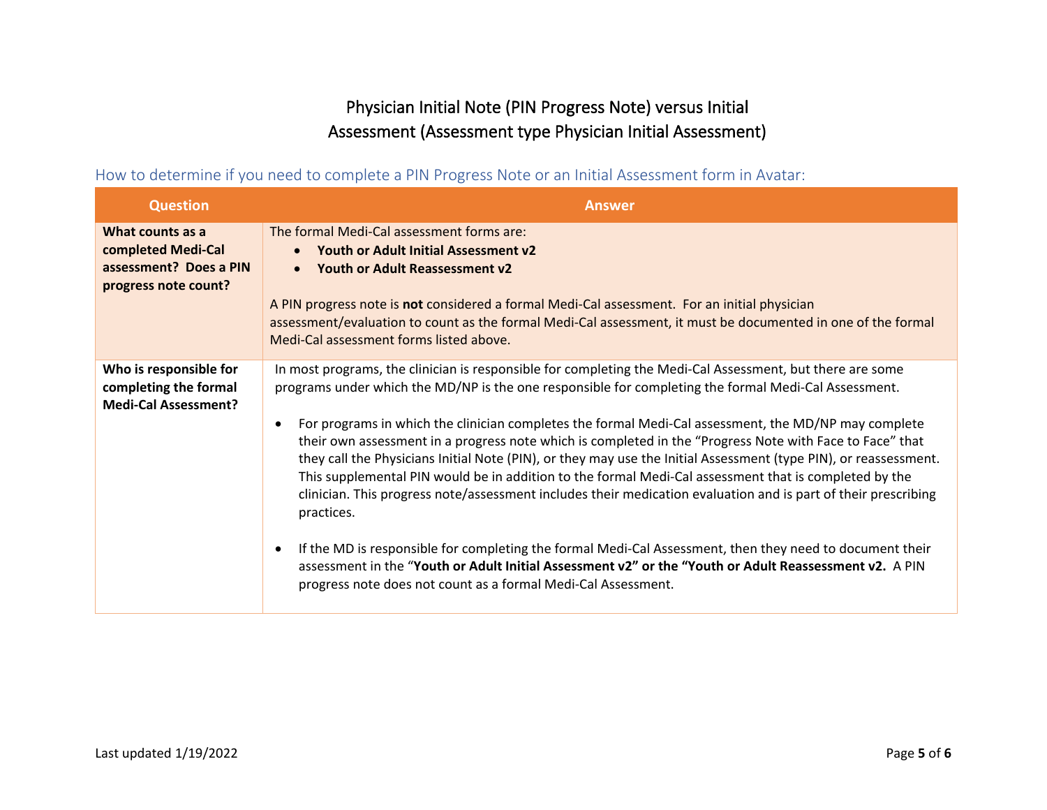# Physician Initial Note (PIN Progress Note) versus Initial Assessment (Assessment type Physician Initial Assessment)

## How to determine if you need to complete a PIN Progress Note or an Initial Assessment form in Avatar:

| Question | Answer |
|---|---|
| **What counts as a completed Medi-Cal assessment? Does a PIN progress note count?** | The formal Medi-Cal assessment forms are: <br>• **Youth or Adult Initial Assessment v2** <br>• **Youth or Adult Reassessment v2** <br><br>A PIN progress note is **not** considered a formal Medi-Cal assessment. For an initial physician assessment/evaluation to count as the formal Medi-Cal assessment, it must be documented in one of the formal Medi-Cal assessment forms listed above. |
| **Who is responsible for completing the formal Medi-Cal Assessment?** | In most programs, the clinician is responsible for completing the Medi-Cal Assessment, but there are some programs under which the MD/NP is the one responsible for completing the formal Medi-Cal Assessment. <br><br>• For programs in which the clinician completes the formal Medi-Cal assessment, the MD/NP may complete their own assessment in a progress note which is completed in the "Progress Note with Face to Face" that they call the Physicians Initial Note (PIN), or they may use the Initial Assessment (type PIN), or reassessment. This supplemental PIN would be in addition to the formal Medi-Cal assessment that is completed by the clinician. This progress note/assessment includes their medication evaluation and is part of their prescribing practices. <br><br>• If the MD is responsible for completing the formal Medi-Cal Assessment, then they need to document their assessment in the "**Youth or Adult Initial Assessment v2" or the "Youth or Adult Reassessment v2.** A PIN progress note does not count as a formal Medi-Cal Assessment. |

Last updated 1/19/2022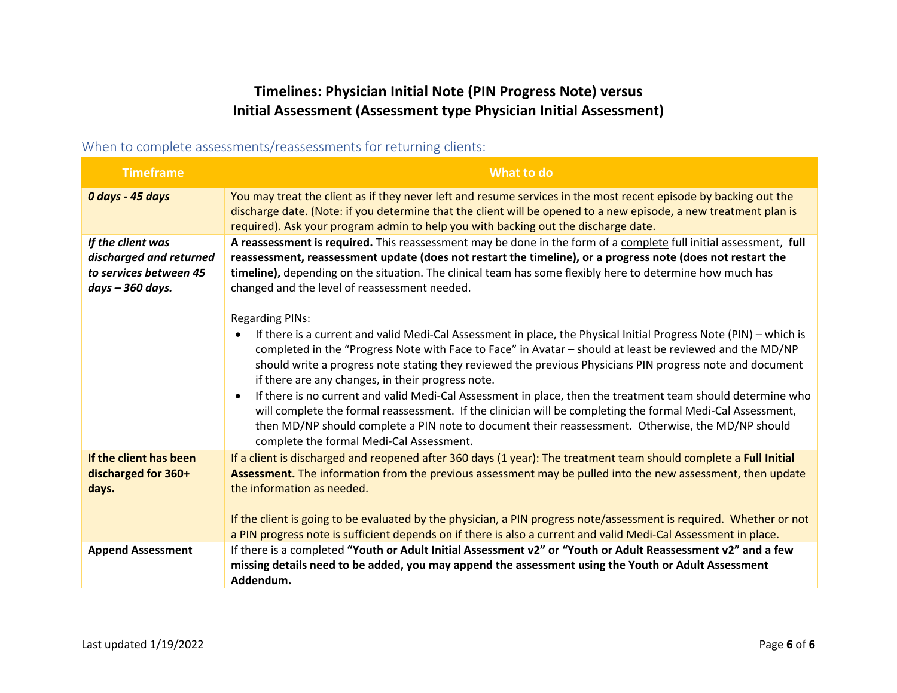# Timelines: Physician Initial Note (PIN Progress Note) versus Initial Assessment (Assessment type Physician Initial Assessment)

## When to complete assessments/reassessments for returning clients:

| Timeframe | What to do |
|---|---|
| ***0 days - 45 days*** | You may treat the client as if they never left and resume services in the most recent episode by backing out the discharge date. (Note: if you determine that the client will be opened to a new episode, a new treatment plan is required). Ask your program admin to help you with backing out the discharge date. |
| ***If the client was discharged and returned to services between 45 days – 360 days.*** | **A reassessment is required.** This reassessment may be done in the form of a <u>complete</u> full initial assessment, **full reassessment, reassessment update (does not restart the timeline), or a progress note (does not restart the timeline),** depending on the situation. The clinical team has some flexibly here to determine how much has changed and the level of reassessment needed.<br><br>Regarding PINs:<br>• If there is a current and valid Medi-Cal Assessment in place, the Physical Initial Progress Note (PIN) – which is completed in the "Progress Note with Face to Face" in Avatar – should at least be reviewed and the MD/NP should write a progress note stating they reviewed the previous Physicians PIN progress note and document if there are any changes, in their progress note.<br>• If there is no current and valid Medi-Cal Assessment in place, then the treatment team should determine who will complete the formal reassessment. If the clinician will be completing the formal Medi-Cal Assessment, then MD/NP should complete a PIN note to document their reassessment. Otherwise, the MD/NP should complete the formal Medi-Cal Assessment. |
| **If the client has been discharged for 360+ days.** | If a client is discharged and reopened after 360 days (1 year): The treatment team should complete a **Full Initial Assessment.** The information from the previous assessment may be pulled into the new assessment, then update the information as needed.<br><br>If the client is going to be evaluated by the physician, a PIN progress note/assessment is required. Whether or not a PIN progress note is sufficient depends on if there is also a current and valid Medi-Cal Assessment in place. |
| **Append Assessment** | If there is a completed **"Youth or Adult Initial Assessment v2" or "Youth or Adult Reassessment v2" and a few missing details need to be added, you may append the assessment using the Youth or Adult Assessment Addendum.** |

Last updated 1/19/2022